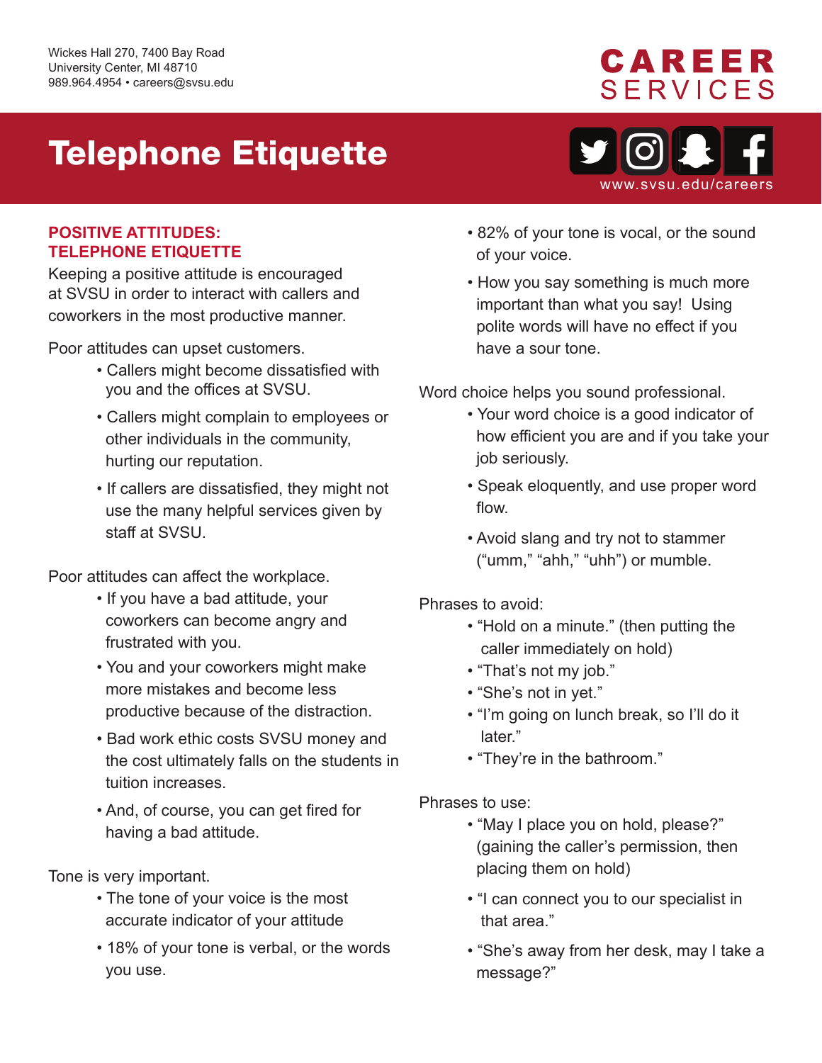Wickes Hall 270, 7400 Bay Road
University Center, MI 48710
989.964.4954 • careers@svsu.edu

CAREER SERVICES

# Telephone Etiquette

www.svsu.edu/careers

## POSITIVE ATTITUDES: TELEPHONE ETIQUETTE

Keeping a positive attitude is encouraged at SVSU in order to interact with callers and coworkers in the most productive manner.

Poor attitudes can upset customers.

- Callers might become dissatisfied with you and the offices at SVSU.
- Callers might complain to employees or other individuals in the community, hurting our reputation.
- If callers are dissatisfied, they might not use the many helpful services given by staff at SVSU.

Poor attitudes can affect the workplace.

- If you have a bad attitude, your coworkers can become angry and frustrated with you.
- You and your coworkers might make more mistakes and become less productive because of the distraction.
- Bad work ethic costs SVSU money and the cost ultimately falls on the students in tuition increases.
- And, of course, you can get fired for having a bad attitude.

Tone is very important.

- The tone of your voice is the most accurate indicator of your attitude
- 18% of your tone is verbal, or the words you use.
- 82% of your tone is vocal, or the sound of your voice.
- How you say something is much more important than what you say! Using polite words will have no effect if you have a sour tone.

Word choice helps you sound professional.

- Your word choice is a good indicator of how efficient you are and if you take your job seriously.
- Speak eloquently, and use proper word flow.
- Avoid slang and try not to stammer ("umm," "ahh," "uhh") or mumble.

Phrases to avoid:

- "Hold on a minute." (then putting the caller immediately on hold)
- "That's not my job."
- "She's not in yet."
- "I'm going on lunch break, so I'll do it later."
- "They're in the bathroom."

Phrases to use:

- "May I place you on hold, please?" (gaining the caller's permission, then placing them on hold)
- "I can connect you to our specialist in that area."
- "She's away from her desk, may I take a message?"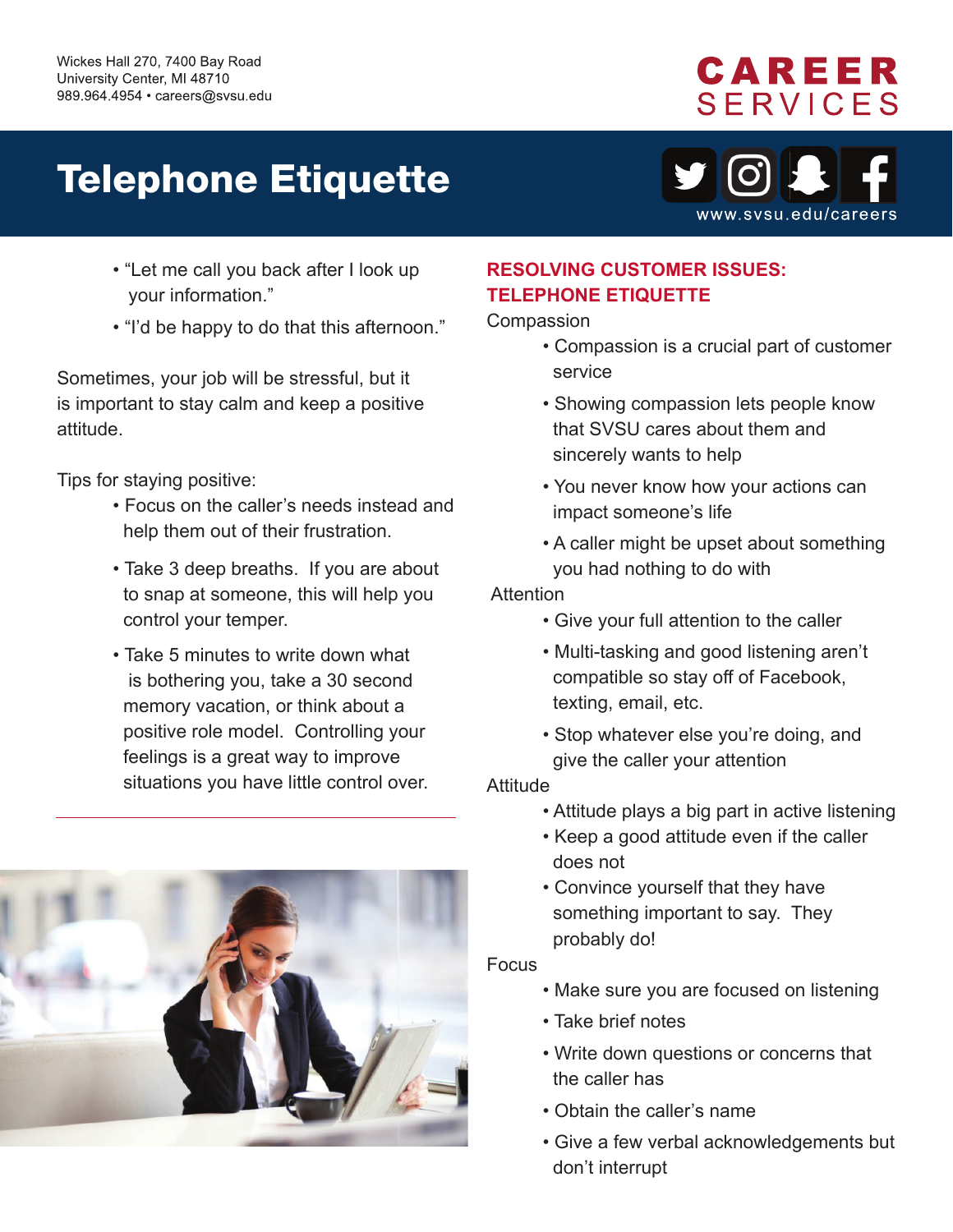Wickes Hall 270, 7400 Bay Road
University Center, MI 48710
989.964.4954 • careers@svsu.edu

CAREER SERVICES

# Telephone Etiquette

www.svsu.edu/careers

- "Let me call you back after I look up your information."
- "I'd be happy to do that this afternoon."

Sometimes, your job will be stressful, but it is important to stay calm and keep a positive attitude.

Tips for staying positive:

- Focus on the caller's needs instead and help them out of their frustration.
- Take 3 deep breaths. If you are about to snap at someone, this will help you control your temper.
- Take 5 minutes to write down what is bothering you, take a 30 second memory vacation, or think about a positive role model. Controlling your feelings is a great way to improve situations you have little control over.

---

## RESOLVING CUSTOMER ISSUES: TELEPHONE ETIQUETTE

Compassion

- Compassion is a crucial part of customer service
- Showing compassion lets people know that SVSU cares about them and sincerely wants to help
- You never know how your actions can impact someone's life
- A caller might be upset about something you had nothing to do with

Attention

- Give your full attention to the caller
- Multi-tasking and good listening aren't compatible so stay off of Facebook, texting, email, etc.
- Stop whatever else you're doing, and give the caller your attention

Attitude

- Attitude plays a big part in active listening
- Keep a good attitude even if the caller does not
- Convince yourself that they have something important to say. They probably do!

Focus

- Make sure you are focused on listening
- Take brief notes
- Write down questions or concerns that the caller has
- Obtain the caller's name
- Give a few verbal acknowledgements but don't interrupt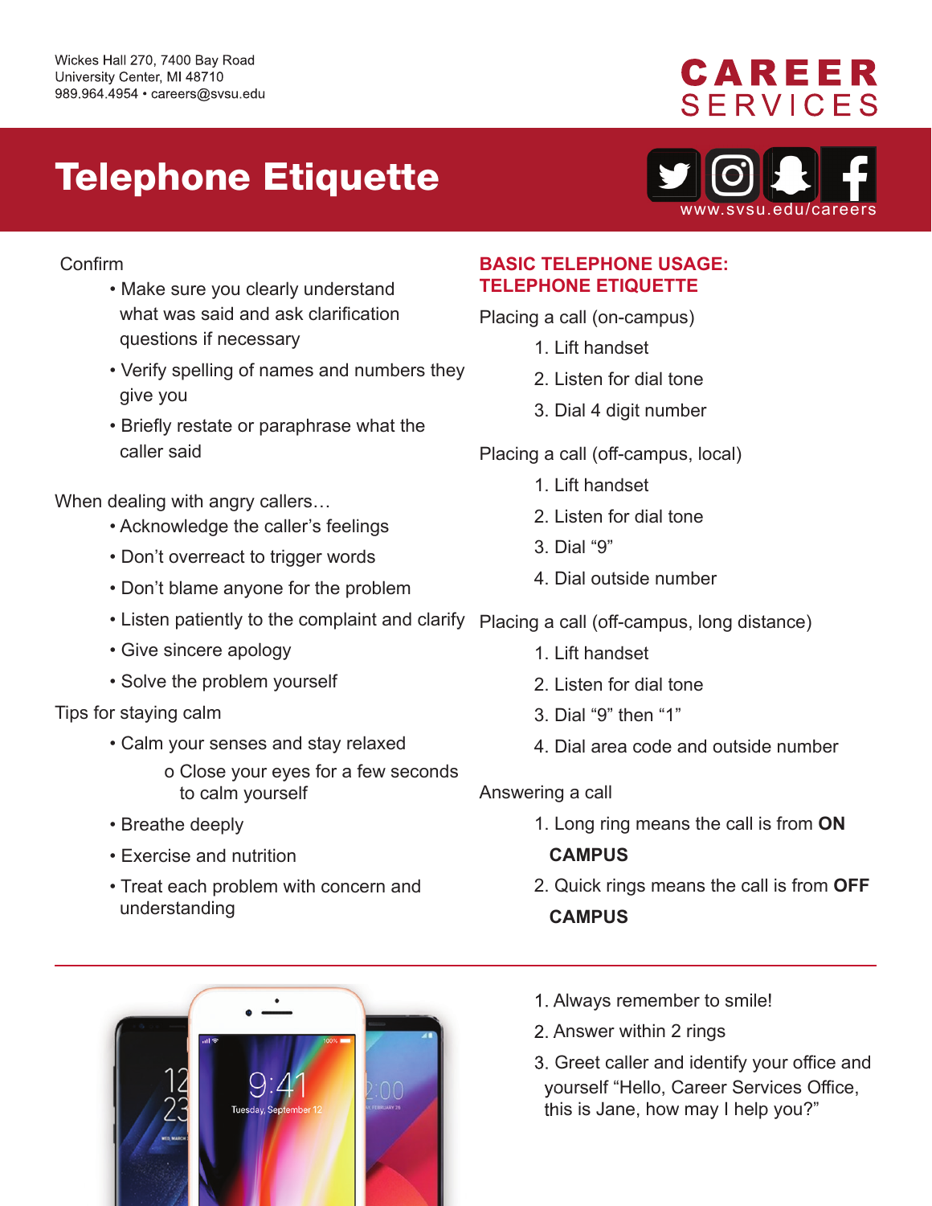Wickes Hall 270, 7400 Bay Road
University Center, MI 48710
989.964.4954 • careers@svsu.edu

**CAREER SERVICES**

# Telephone Etiquette

www.svsu.edu/careers

Confirm

- Make sure you clearly understand what was said and ask clarification questions if necessary
- Verify spelling of names and numbers they give you
- Briefly restate or paraphrase what the caller said

When dealing with angry callers…

- Acknowledge the caller's feelings
- Don't overreact to trigger words
- Don't blame anyone for the problem
- Listen patiently to the complaint and clarify
- Give sincere apology
- Solve the problem yourself

Tips for staying calm

- Calm your senses and stay relaxed
  - o Close your eyes for a few seconds to calm yourself
- Breathe deeply
- Exercise and nutrition
- Treat each problem with concern and understanding

## BASIC TELEPHONE USAGE: TELEPHONE ETIQUETTE

Placing a call (on-campus)

1. Lift handset
2. Listen for dial tone
3. Dial 4 digit number

Placing a call (off-campus, local)

1. Lift handset
2. Listen for dial tone
3. Dial "9"
4. Dial outside number

Placing a call (off-campus, long distance)

1. Lift handset
2. Listen for dial tone
3. Dial "9" then "1"
4. Dial area code and outside number

Answering a call

1. Long ring means the call is from **ON CAMPUS**
2. Quick rings means the call is from **OFF CAMPUS**

---

1. Always remember to smile!
2. Answer within 2 rings
3. Greet caller and identify your office and yourself "Hello, Career Services Office, this is Jane, how may I help you?"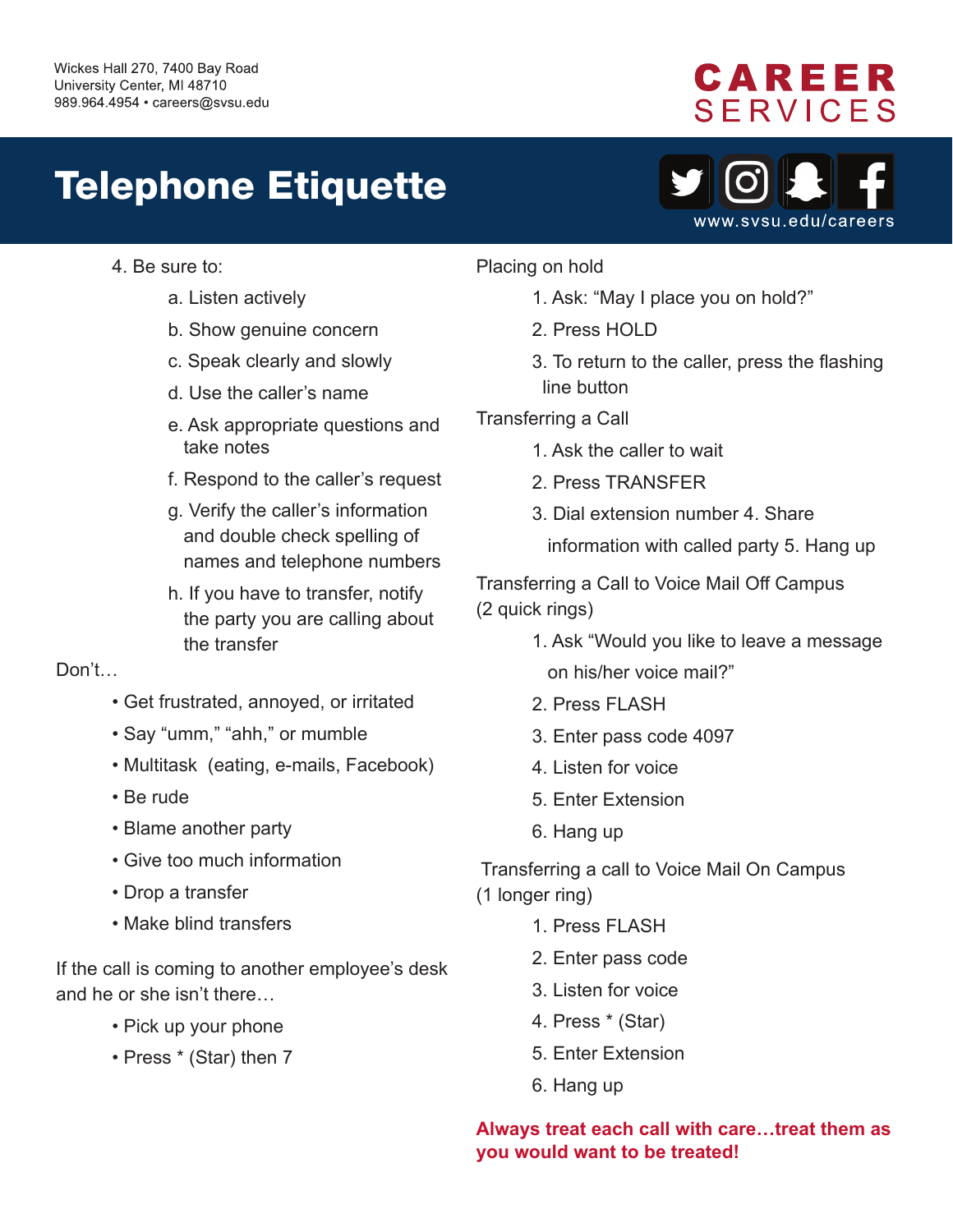Wickes Hall 270, 7400 Bay Road
University Center, MI 48710
989.964.4954 • careers@svsu.edu

**CAREER SERVICES**

# Telephone Etiquette

www.svsu.edu/careers

4. Be sure to:
   - a. Listen actively
   - b. Show genuine concern
   - c. Speak clearly and slowly
   - d. Use the caller's name
   - e. Ask appropriate questions and take notes
   - f. Respond to the caller's request
   - g. Verify the caller's information and double check spelling of names and telephone numbers
   - h. If you have to transfer, notify the party you are calling about the transfer

Don't…

- Get frustrated, annoyed, or irritated
- Say "umm," "ahh," or mumble
- Multitask (eating, e-mails, Facebook)
- Be rude
- Blame another party
- Give too much information
- Drop a transfer
- Make blind transfers

If the call is coming to another employee's desk and he or she isn't there…

- Pick up your phone
- Press * (Star) then 7

Placing on hold

1. Ask: "May I place you on hold?"
2. Press HOLD
3. To return to the caller, press the flashing line button

Transferring a Call

1. Ask the caller to wait
2. Press TRANSFER
3. Dial extension number 4. Share information with called party 5. Hang up

Transferring a Call to Voice Mail Off Campus (2 quick rings)

1. Ask "Would you like to leave a message on his/her voice mail?"
2. Press FLASH
3. Enter pass code 4097
4. Listen for voice
5. Enter Extension
6. Hang up

Transferring a call to Voice Mail On Campus (1 longer ring)

1. Press FLASH
2. Enter pass code
3. Listen for voice
4. Press * (Star)
5. Enter Extension
6. Hang up

**Always treat each call with care…treat them as you would want to be treated!**